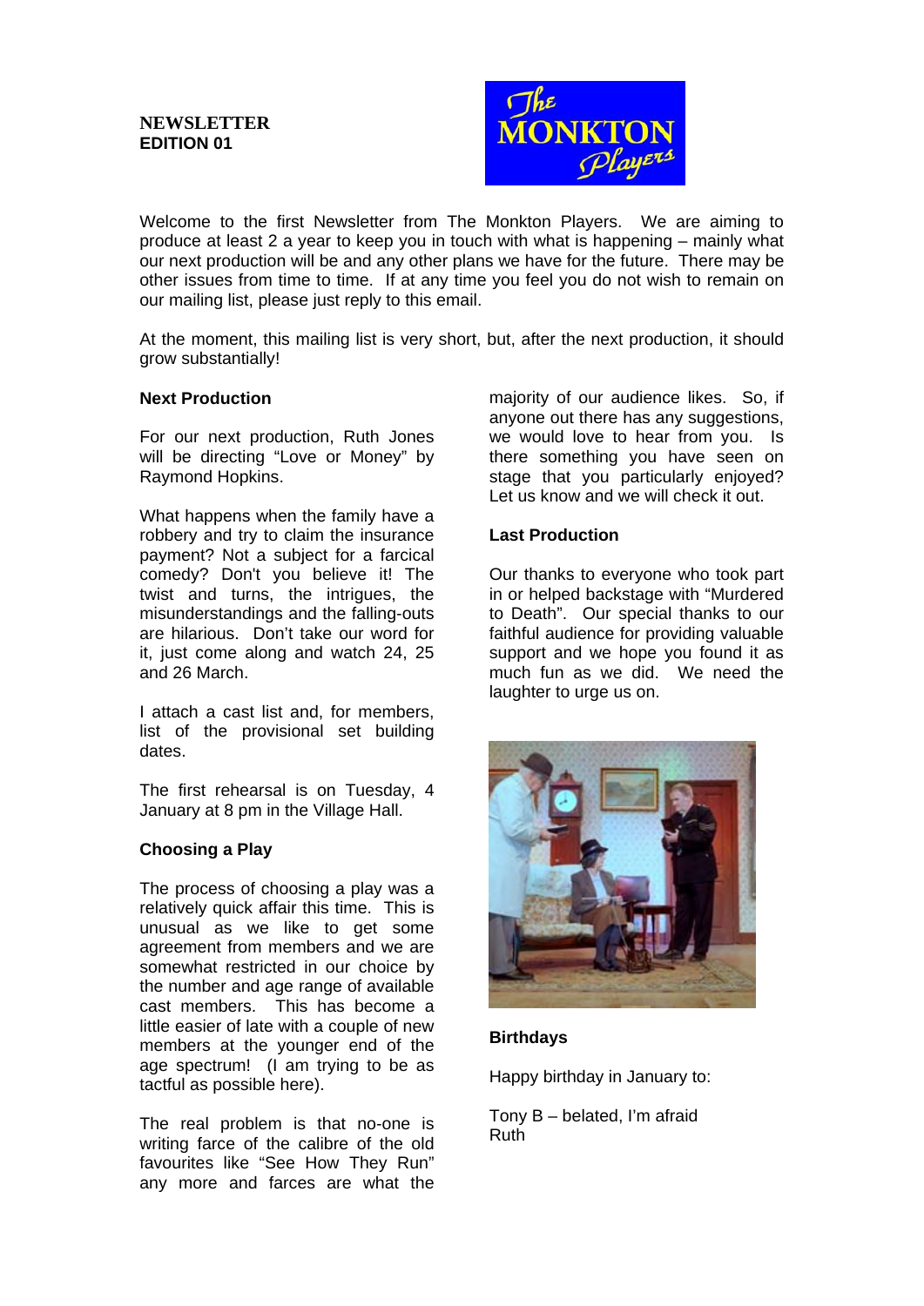**NEWSLETTER**
**EDITION 01**

Welcome to the first Newsletter from The Monkton Players. We are aiming to produce at least 2 a year to keep you in touch with what is happening – mainly what our next production will be and any other plans we have for the future. There may be other issues from time to time. If at any time you feel you do not wish to remain on our mailing list, please just reply to this email.

At the moment, this mailing list is very short, but, after the next production, it should grow substantially!

### Next Production

For our next production, Ruth Jones will be directing "Love or Money" by Raymond Hopkins.

What happens when the family have a robbery and try to claim the insurance payment? Not a subject for a farcical comedy? Don't you believe it! The twist and turns, the intrigues, the misunderstandings and the falling-outs are hilarious. Don't take our word for it, just come along and watch 24, 25 and 26 March.

I attach a cast list and, for members, list of the provisional set building dates.

The first rehearsal is on Tuesday, 4 January at 8 pm in the Village Hall.

### Choosing a Play

The process of choosing a play was a relatively quick affair this time. This is unusual as we like to get some agreement from members and we are somewhat restricted in our choice by the number and age range of available cast members. This has become a little easier of late with a couple of new members at the younger end of the age spectrum! (I am trying to be as tactful as possible here).

The real problem is that no-one is writing farce of the calibre of the old favourites like "See How They Run" any more and farces are what the majority of our audience likes. So, if anyone out there has any suggestions, we would love to hear from you. Is there something you have seen on stage that you particularly enjoyed? Let us know and we will check it out.

### Last Production

Our thanks to everyone who took part in or helped backstage with "Murdered to Death". Our special thanks to our faithful audience for providing valuable support and we hope you found it as much fun as we did. We need the laughter to urge us on.

### Birthdays

Happy birthday in January to:

Tony B – belated, I'm afraid
Ruth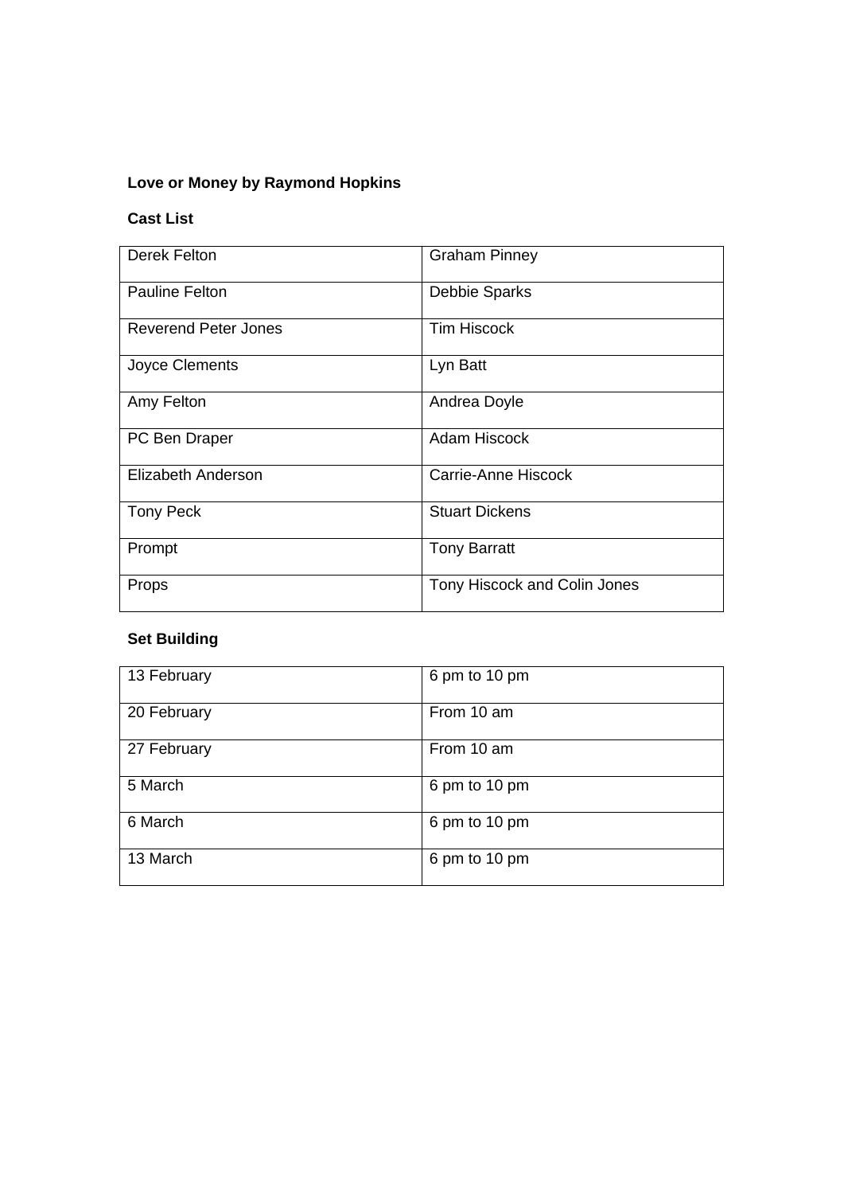**Love or Money by Raymond Hopkins**

**Cast List**

| | |
|---|---|
| Derek Felton | Graham Pinney |
| Pauline Felton | Debbie Sparks |
| Reverend Peter Jones | Tim Hiscock |
| Joyce Clements | Lyn Batt |
| Amy Felton | Andrea Doyle |
| PC Ben Draper | Adam Hiscock |
| Elizabeth Anderson | Carrie-Anne Hiscock |
| Tony Peck | Stuart Dickens |
| Prompt | Tony Barratt |
| Props | Tony Hiscock and Colin Jones |

**Set Building**

| | |
|---|---|
| 13 February | 6 pm to 10 pm |
| 20 February | From 10 am |
| 27 February | From 10 am |
| 5 March | 6 pm to 10 pm |
| 6 March | 6 pm to 10 pm |
| 13 March | 6 pm to 10 pm |